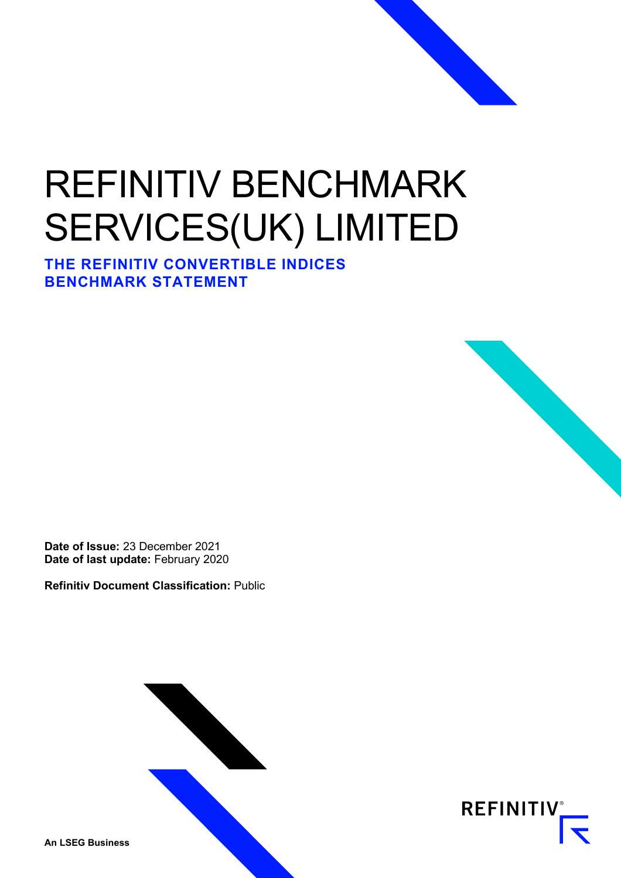# REFINITIV BENCHMARK SERVICES(UK) LIMITED

## THE REFINITIV CONVERTIBLE INDICES BENCHMARK STATEMENT

**Date of Issue:** 23 December 2021
**Date of last update:** February 2020

**Refinitiv Document Classification:** Public

**An LSEG Business**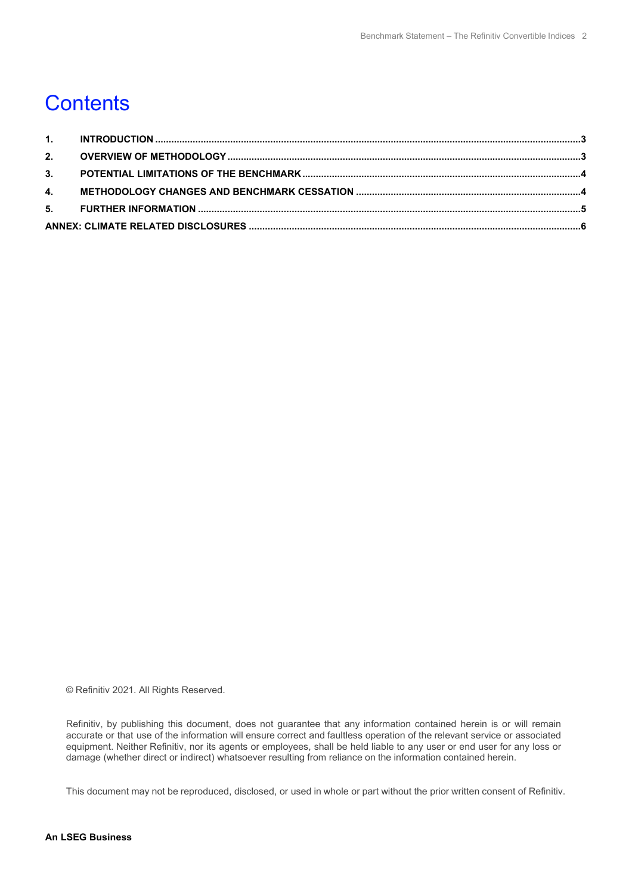# Contents

| | | |
|---|---|---|
| 1. | INTRODUCTION | 3 |
| 2. | OVERVIEW OF METHODOLOGY | 3 |
| 3. | POTENTIAL LIMITATIONS OF THE BENCHMARK | 4 |
| 4. | METHODOLOGY CHANGES AND BENCHMARK CESSATION | 4 |
| 5. | FURTHER INFORMATION | 5 |
| ANNEX: CLIMATE RELATED DISCLOSURES | | 6 |

© Refinitiv 2021. All Rights Reserved.

Refinitiv, by publishing this document, does not guarantee that any information contained herein is or will remain accurate or that use of the information will ensure correct and faultless operation of the relevant service or associated equipment. Neither Refinitiv, nor its agents or employees, shall be held liable to any user or end user for any loss or damage (whether direct or indirect) whatsoever resulting from reliance on the information contained herein.

This document may not be reproduced, disclosed, or used in whole or part without the prior written consent of Refinitiv.

**An LSEG Business**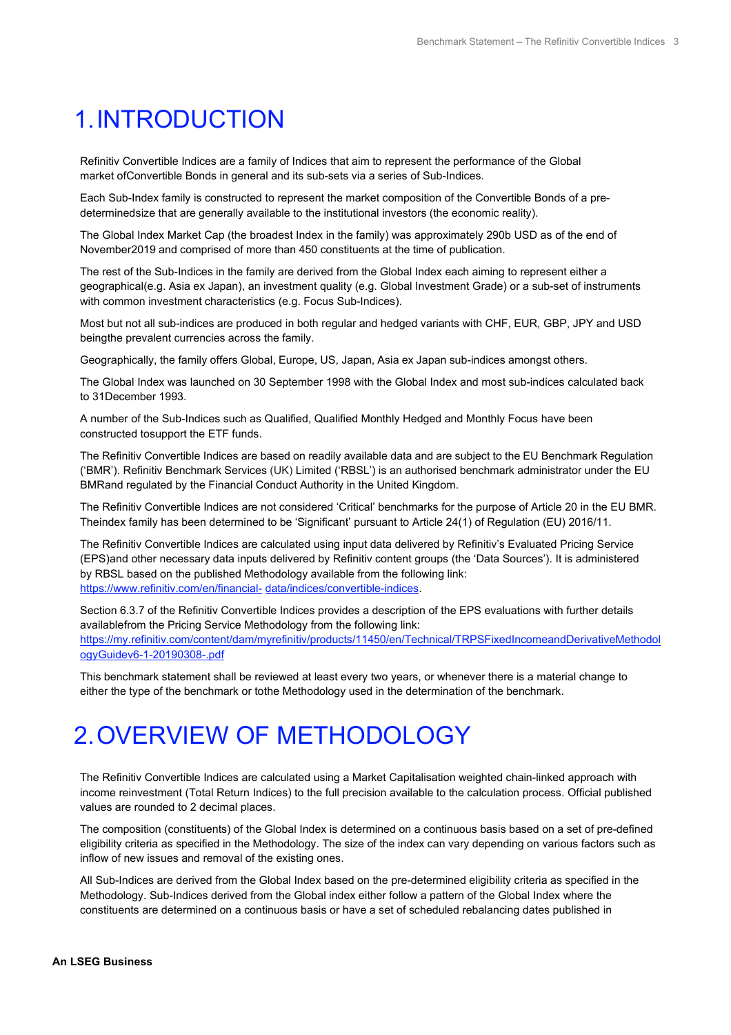# 1. INTRODUCTION

Refinitiv Convertible Indices are a family of Indices that aim to represent the performance of the Global market ofConvertible Bonds in general and its sub-sets via a series of Sub-Indices.

Each Sub-Index family is constructed to represent the market composition of the Convertible Bonds of a pre-determinedsize that are generally available to the institutional investors (the economic reality).

The Global Index Market Cap (the broadest Index in the family) was approximately 290b USD as of the end of November2019 and comprised of more than 450 constituents at the time of publication.

The rest of the Sub-Indices in the family are derived from the Global Index each aiming to represent either a geographical(e.g. Asia ex Japan), an investment quality (e.g. Global Investment Grade) or a sub-set of instruments with common investment characteristics (e.g. Focus Sub-Indices).

Most but not all sub-indices are produced in both regular and hedged variants with CHF, EUR, GBP, JPY and USD beingthe prevalent currencies across the family.

Geographically, the family offers Global, Europe, US, Japan, Asia ex Japan sub-indices amongst others.

The Global Index was launched on 30 September 1998 with the Global Index and most sub-indices calculated back to 31December 1993.

A number of the Sub-Indices such as Qualified, Qualified Monthly Hedged and Monthly Focus have been constructed tosupport the ETF funds.

The Refinitiv Convertible Indices are based on readily available data and are subject to the EU Benchmark Regulation (‘BMR’). Refinitiv Benchmark Services (UK) Limited (‘RBSL’) is an authorised benchmark administrator under the EU BMRand regulated by the Financial Conduct Authority in the United Kingdom.

The Refinitiv Convertible Indices are not considered ‘Critical’ benchmarks for the purpose of Article 20 in the EU BMR. Theindex family has been determined to be ‘Significant’ pursuant to Article 24(1) of Regulation (EU) 2016/11.

The Refinitiv Convertible Indices are calculated using input data delivered by Refinitiv’s Evaluated Pricing Service (EPS)and other necessary data inputs delivered by Refinitiv content groups (the ‘Data Sources’). It is administered by RBSL based on the published Methodology available from the following link: https://www.refinitiv.com/en/financial- data/indices/convertible-indices.

Section 6.3.7 of the Refinitiv Convertible Indices provides a description of the EPS evaluations with further details availablefrom the Pricing Service Methodology from the following link: https://my.refinitiv.com/content/dam/myrefinitiv/products/11450/en/Technical/TRPSFixedIncomeandDerivativeMethodologyGuidev6-1-20190308-.pdf

This benchmark statement shall be reviewed at least every two years, or whenever there is a material change to either the type of the benchmark or tothe Methodology used in the determination of the benchmark.

# 2. OVERVIEW OF METHODOLOGY

The Refinitiv Convertible Indices are calculated using a Market Capitalisation weighted chain-linked approach with income reinvestment (Total Return Indices) to the full precision available to the calculation process. Official published values are rounded to 2 decimal places.

The composition (constituents) of the Global Index is determined on a continuous basis based on a set of pre-defined eligibility criteria as specified in the Methodology. The size of the index can vary depending on various factors such as inflow of new issues and removal of the existing ones.

All Sub-Indices are derived from the Global Index based on the pre-determined eligibility criteria as specified in the Methodology. Sub-Indices derived from the Global index either follow a pattern of the Global Index where the constituents are determined on a continuous basis or have a set of scheduled rebalancing dates published in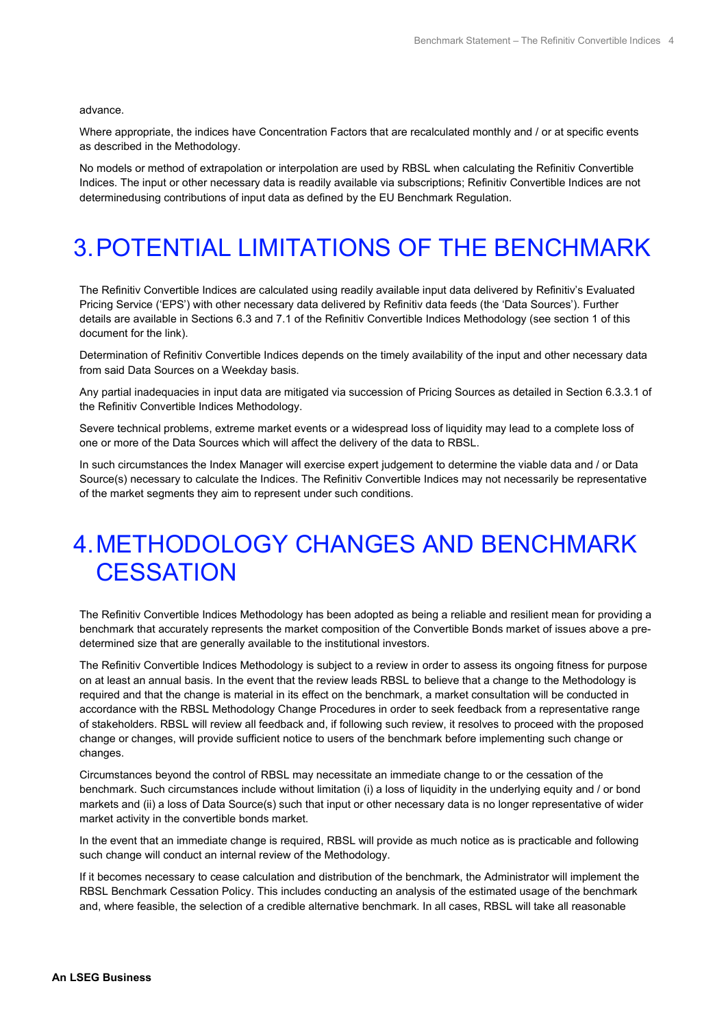advance.

Where appropriate, the indices have Concentration Factors that are recalculated monthly and / or at specific events as described in the Methodology.

No models or method of extrapolation or interpolation are used by RBSL when calculating the Refinitiv Convertible Indices. The input or other necessary data is readily available via subscriptions; Refinitiv Convertible Indices are not determinedusing contributions of input data as defined by the EU Benchmark Regulation.

# 3. POTENTIAL LIMITATIONS OF THE BENCHMARK

The Refinitiv Convertible Indices are calculated using readily available input data delivered by Refinitiv's Evaluated Pricing Service ('EPS') with other necessary data delivered by Refinitiv data feeds (the 'Data Sources'). Further details are available in Sections 6.3 and 7.1 of the Refinitiv Convertible Indices Methodology (see section 1 of this document for the link).

Determination of Refinitiv Convertible Indices depends on the timely availability of the input and other necessary data from said Data Sources on a Weekday basis.

Any partial inadequacies in input data are mitigated via succession of Pricing Sources as detailed in Section 6.3.3.1 of the Refinitiv Convertible Indices Methodology.

Severe technical problems, extreme market events or a widespread loss of liquidity may lead to a complete loss of one or more of the Data Sources which will affect the delivery of the data to RBSL.

In such circumstances the Index Manager will exercise expert judgement to determine the viable data and / or Data Source(s) necessary to calculate the Indices. The Refinitiv Convertible Indices may not necessarily be representative of the market segments they aim to represent under such conditions.

# 4. METHODOLOGY CHANGES AND BENCHMARK CESSATION

The Refinitiv Convertible Indices Methodology has been adopted as being a reliable and resilient mean for providing a benchmark that accurately represents the market composition of the Convertible Bonds market of issues above a pre-determined size that are generally available to the institutional investors.

The Refinitiv Convertible Indices Methodology is subject to a review in order to assess its ongoing fitness for purpose on at least an annual basis. In the event that the review leads RBSL to believe that a change to the Methodology is required and that the change is material in its effect on the benchmark, a market consultation will be conducted in accordance with the RBSL Methodology Change Procedures in order to seek feedback from a representative range of stakeholders. RBSL will review all feedback and, if following such review, it resolves to proceed with the proposed change or changes, will provide sufficient notice to users of the benchmark before implementing such change or changes.

Circumstances beyond the control of RBSL may necessitate an immediate change to or the cessation of the benchmark. Such circumstances include without limitation (i) a loss of liquidity in the underlying equity and / or bond markets and (ii) a loss of Data Source(s) such that input or other necessary data is no longer representative of wider market activity in the convertible bonds market.

In the event that an immediate change is required, RBSL will provide as much notice as is practicable and following such change will conduct an internal review of the Methodology.

If it becomes necessary to cease calculation and distribution of the benchmark, the Administrator will implement the RBSL Benchmark Cessation Policy. This includes conducting an analysis of the estimated usage of the benchmark and, where feasible, the selection of a credible alternative benchmark. In all cases, RBSL will take all reasonable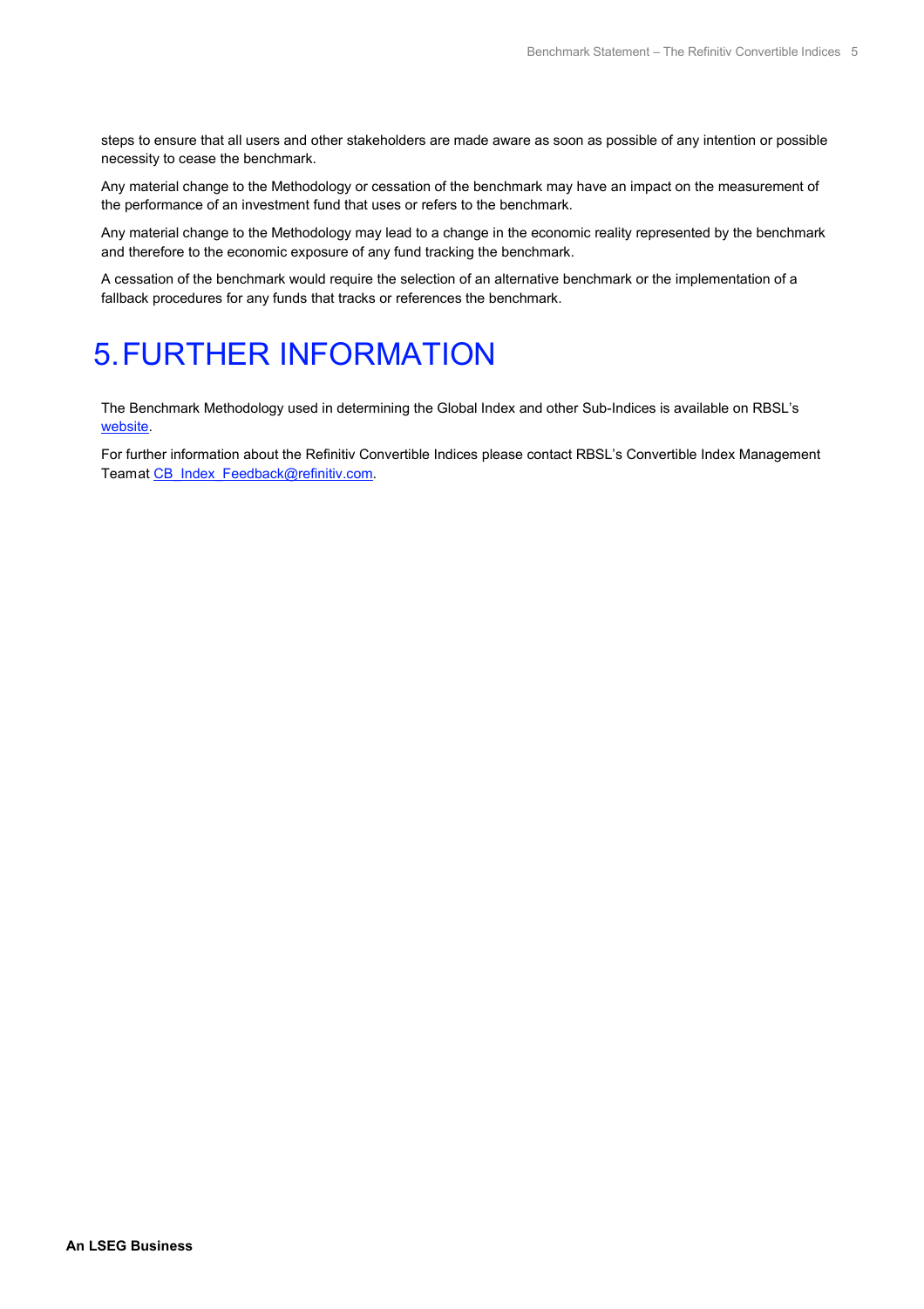steps to ensure that all users and other stakeholders are made aware as soon as possible of any intention or possible necessity to cease the benchmark.

Any material change to the Methodology or cessation of the benchmark may have an impact on the measurement of the performance of an investment fund that uses or refers to the benchmark.

Any material change to the Methodology may lead to a change in the economic reality represented by the benchmark and therefore to the economic exposure of any fund tracking the benchmark.

A cessation of the benchmark would require the selection of an alternative benchmark or the implementation of a fallback procedures for any funds that tracks or references the benchmark.

# 5. FURTHER INFORMATION

The Benchmark Methodology used in determining the Global Index and other Sub-Indices is available on RBSL's website.

For further information about the Refinitiv Convertible Indices please contact RBSL's Convertible Index Management Teamat CB_Index_Feedback@refinitiv.com.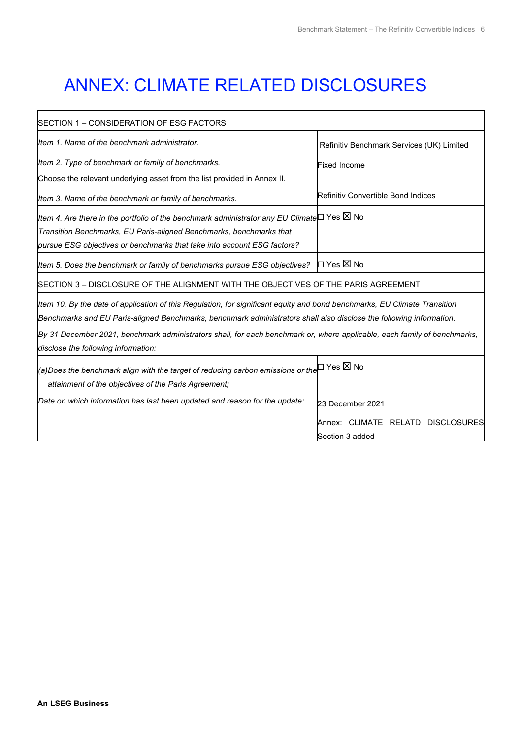# ANNEX: CLIMATE RELATED DISCLOSURES

| SECTION 1 – CONSIDERATION OF ESG FACTORS | |
|---|---|
| *Item 1. Name of the benchmark administrator.* | Refinitiv Benchmark Services (UK) Limited |
| *Item 2. Type of benchmark or family of benchmarks.*<br>Choose the relevant underlying asset from the list provided in Annex II. | Fixed Income |
| *Item 3. Name of the benchmark or family of benchmarks.* | Refinitiv Convertible Bond Indices |
| *Item 4. Are there in the portfolio of the benchmark administrator any EU Climate Transition Benchmarks, EU Paris-aligned Benchmarks, benchmarks that pursue ESG objectives or benchmarks that take into account ESG factors?* | ☐ Yes ☒ No |
| *Item 5. Does the benchmark or family of benchmarks pursue ESG objectives?* | ☐ Yes ☒ No |
| SECTION 3 – DISCLOSURE OF THE ALIGNMENT WITH THE OBJECTIVES OF THE PARIS AGREEMENT | |
| *Item 10. By the date of application of this Regulation, for significant equity and bond benchmarks, EU Climate Transition Benchmarks and EU Paris-aligned Benchmarks, benchmark administrators shall also disclose the following information.*<br>*By 31 December 2021, benchmark administrators shall, for each benchmark or, where applicable, each family of benchmarks, disclose the following information:* | |
| *(a)Does the benchmark align with the target of reducing carbon emissions or the attainment of the objectives of the Paris Agreement;* | ☐ Yes ☒ No |
| *Date on which information has last been updated and reason for the update:* | 23 December 2021<br>Annex: CLIMATE RELATD DISCLOSURES Section 3 added |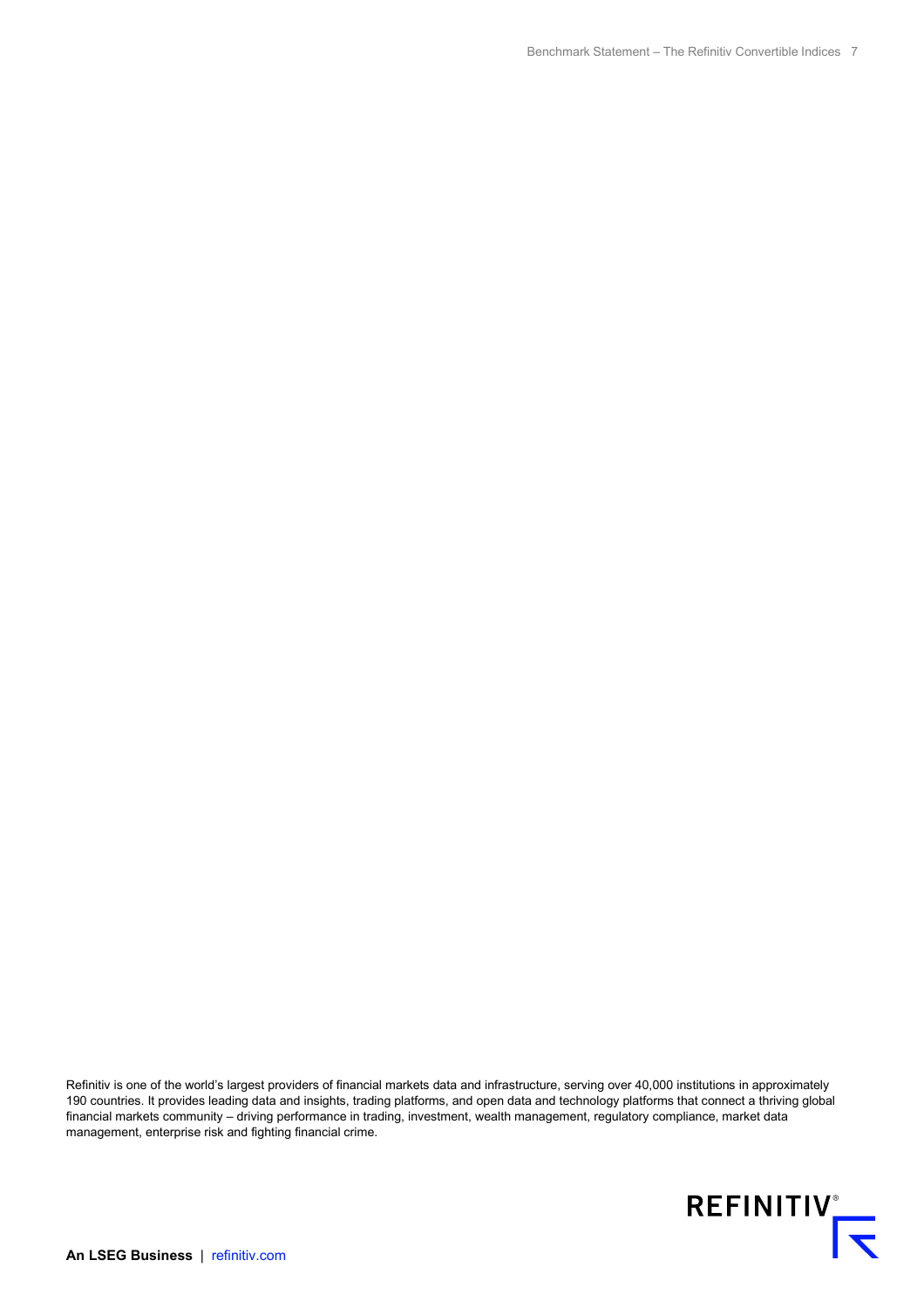Refinitiv is one of the world's largest providers of financial markets data and infrastructure, serving over 40,000 institutions in approximately 190 countries. It provides leading data and insights, trading platforms, and open data and technology platforms that connect a thriving global financial markets community – driving performance in trading, investment, wealth management, regulatory compliance, market data management, enterprise risk and fighting financial crime.

REFINITIV®

**An LSEG Business** | refinitiv.com